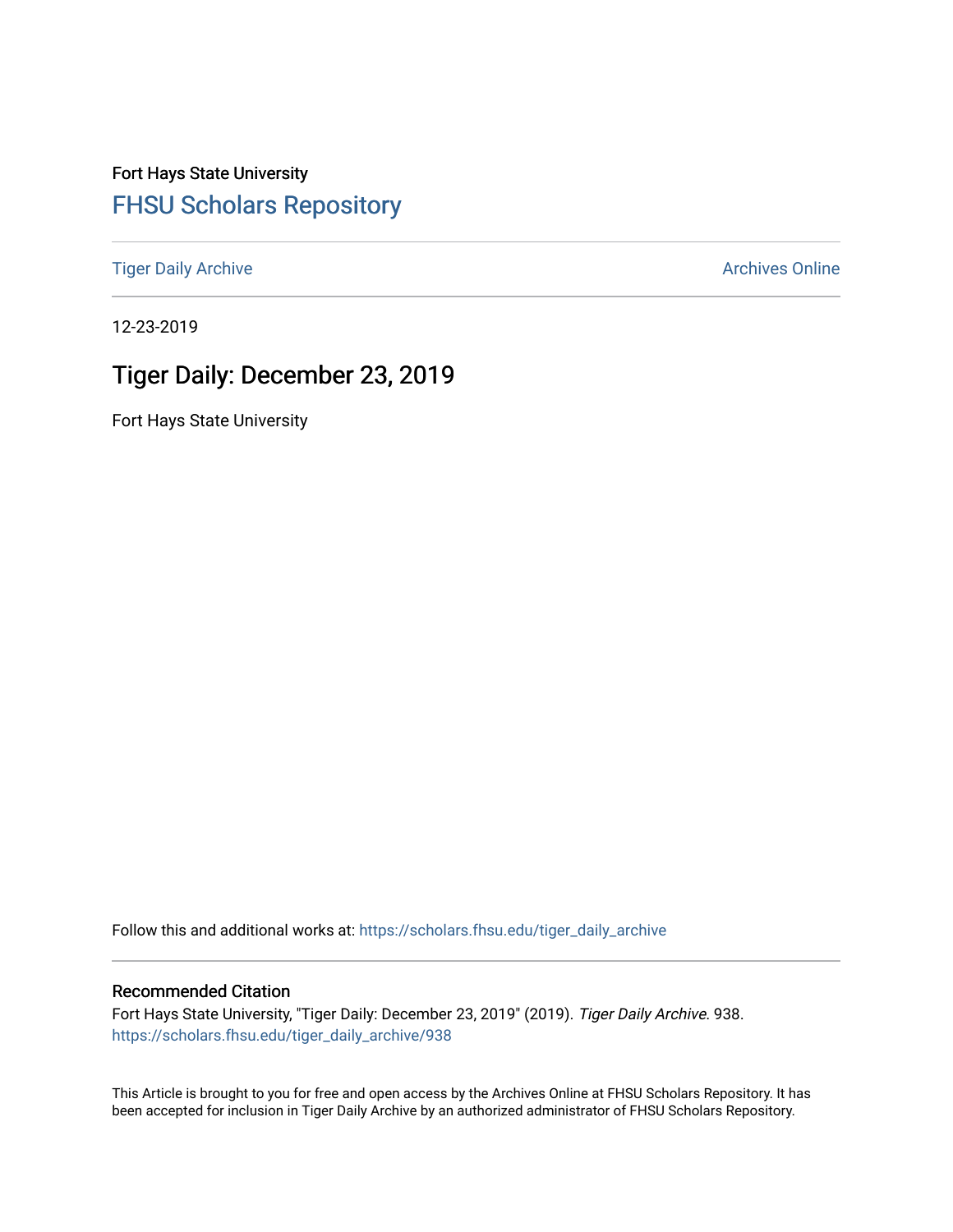Fort Hays State University

## FHSU Scholars Repository

Tiger Daily Archive

Archives Online

12-23-2019

# Tiger Daily: December 23, 2019

Fort Hays State University

Follow this and additional works at: https://scholars.fhsu.edu/tiger_daily_archive

### Recommended Citation

Fort Hays State University, "Tiger Daily: December 23, 2019" (2019). *Tiger Daily Archive*. 938.
https://scholars.fhsu.edu/tiger_daily_archive/938

This Article is brought to you for free and open access by the Archives Online at FHSU Scholars Repository. It has been accepted for inclusion in Tiger Daily Archive by an authorized administrator of FHSU Scholars Repository.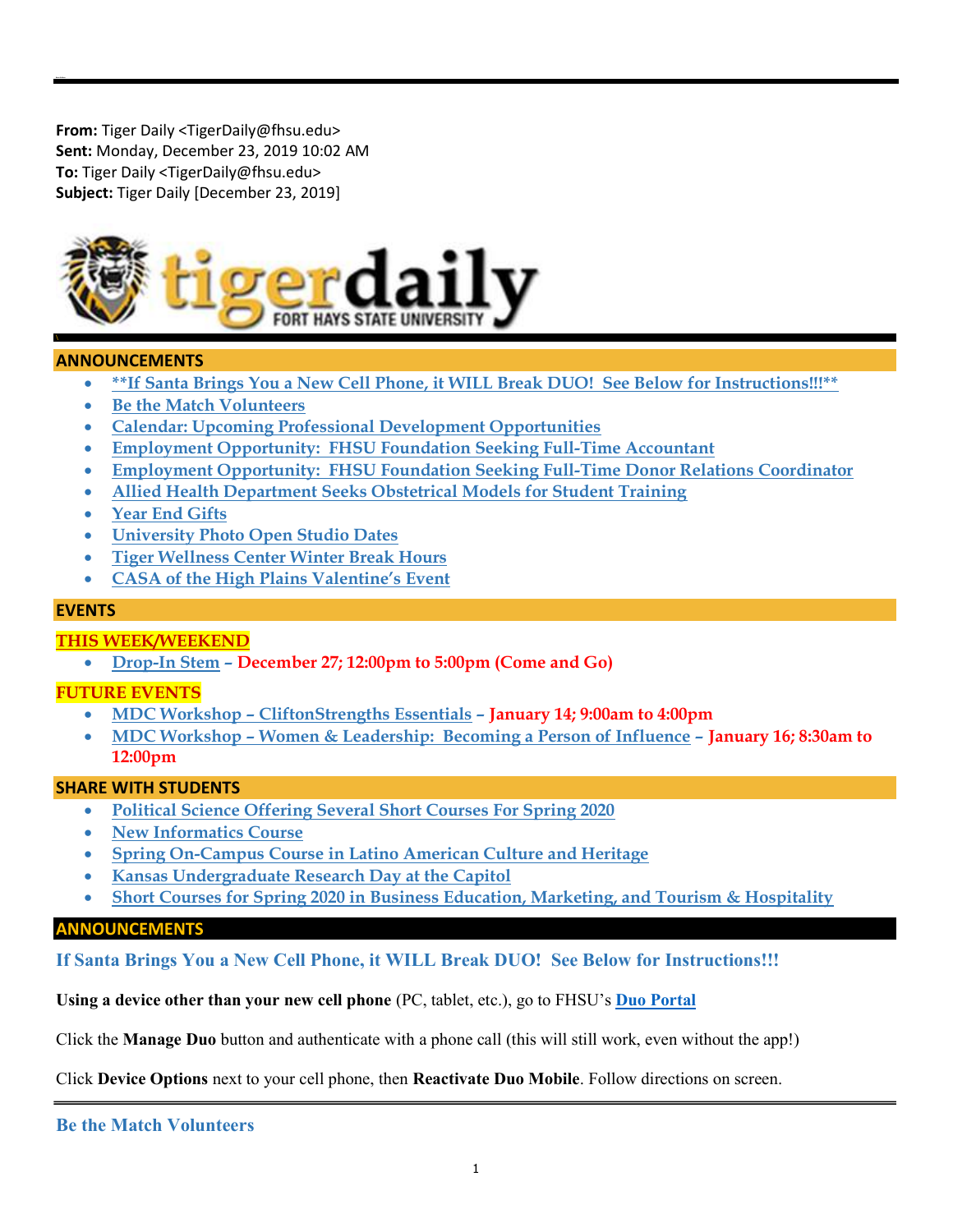**From:** Tiger Daily <TigerDaily@fhsu.edu>
**Sent:** Monday, December 23, 2019 10:02 AM
**To:** Tiger Daily <TigerDaily@fhsu.edu>
**Subject:** Tiger Daily [December 23, 2019]

## ANNOUNCEMENTS

- **If Santa Brings You a New Cell Phone, it WILL Break DUO!  See Below for Instructions!!!**
- Be the Match Volunteers
- Calendar: Upcoming Professional Development Opportunities
- Employment Opportunity:  FHSU Foundation Seeking Full-Time Accountant
- Employment Opportunity:  FHSU Foundation Seeking Full-Time Donor Relations Coordinator
- Allied Health Department Seeks Obstetrical Models for Student Training
- Year End Gifts
- University Photo Open Studio Dates
- Tiger Wellness Center Winter Break Hours
- CASA of the High Plains Valentine's Event

## EVENTS

### THIS WEEK/WEEKEND

- Drop-In Stem – **December 27; 12:00pm to 5:00pm (Come and Go)**

### FUTURE EVENTS

- MDC Workshop – CliftonStrengths Essentials – **January 14; 9:00am to 4:00pm**
- MDC Workshop – Women & Leadership:  Becoming a Person of Influence – **January 16; 8:30am to 12:00pm**

## SHARE WITH STUDENTS

- Political Science Offering Several Short Courses For Spring 2020
- New Informatics Course
- Spring On-Campus Course in Latino American Culture and Heritage
- Kansas Undergraduate Research Day at the Capitol
- Short Courses for Spring 2020 in Business Education, Marketing, and Tourism & Hospitality

## ANNOUNCEMENTS

### If Santa Brings You a New Cell Phone, it WILL Break DUO!  See Below for Instructions!!!

**Using a device other than your new cell phone** (PC, tablet, etc.), go to FHSU's **Duo Portal**

Click the **Manage Duo** button and authenticate with a phone call (this will still work, even without the app!)

Click **Device Options** next to your cell phone, then **Reactivate Duo Mobile**. Follow directions on screen.

---

### Be the Match Volunteers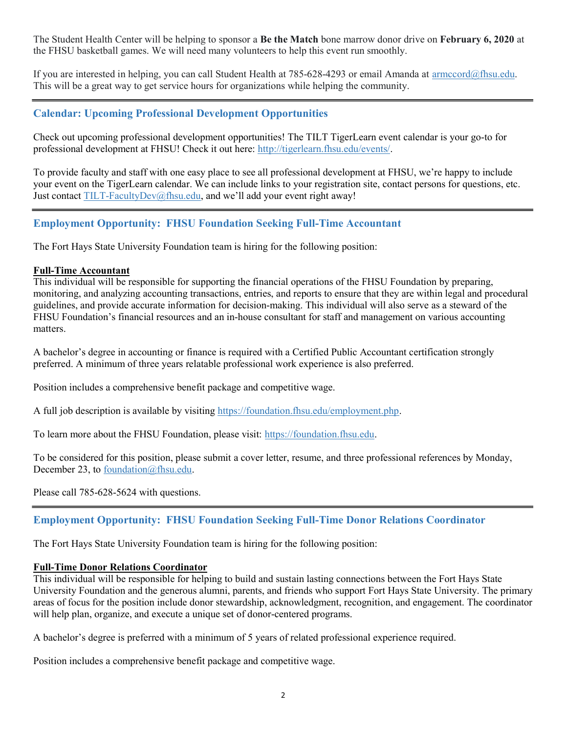The Student Health Center will be helping to sponsor a **Be the Match** bone marrow donor drive on **February 6, 2020** at the FHSU basketball games. We will need many volunteers to help this event run smoothly.

If you are interested in helping, you can call Student Health at 785-628-4293 or email Amanda at armccord@fhsu.edu. This will be a great way to get service hours for organizations while helping the community.

---

## Calendar: Upcoming Professional Development Opportunities

Check out upcoming professional development opportunities! The TILT TigerLearn event calendar is your go-to for professional development at FHSU! Check it out here: http://tigerlearn.fhsu.edu/events/.

To provide faculty and staff with one easy place to see all professional development at FHSU, we're happy to include your event on the TigerLearn calendar. We can include links to your registration site, contact persons for questions, etc. Just contact TILT-FacultyDev@fhsu.edu, and we'll add your event right away!

---

## Employment Opportunity: FHSU Foundation Seeking Full-Time Accountant

The Fort Hays State University Foundation team is hiring for the following position:

**Full-Time Accountant**

This individual will be responsible for supporting the financial operations of the FHSU Foundation by preparing, monitoring, and analyzing accounting transactions, entries, and reports to ensure that they are within legal and procedural guidelines, and provide accurate information for decision-making. This individual will also serve as a steward of the FHSU Foundation's financial resources and an in-house consultant for staff and management on various accounting matters.

A bachelor's degree in accounting or finance is required with a Certified Public Accountant certification strongly preferred. A minimum of three years relatable professional work experience is also preferred.

Position includes a comprehensive benefit package and competitive wage.

A full job description is available by visiting https://foundation.fhsu.edu/employment.php.

To learn more about the FHSU Foundation, please visit: https://foundation.fhsu.edu.

To be considered for this position, please submit a cover letter, resume, and three professional references by Monday, December 23, to foundation@fhsu.edu.

Please call 785-628-5624 with questions.

---

## Employment Opportunity: FHSU Foundation Seeking Full-Time Donor Relations Coordinator

The Fort Hays State University Foundation team is hiring for the following position:

**Full-Time Donor Relations Coordinator**

This individual will be responsible for helping to build and sustain lasting connections between the Fort Hays State University Foundation and the generous alumni, parents, and friends who support Fort Hays State University. The primary areas of focus for the position include donor stewardship, acknowledgment, recognition, and engagement. The coordinator will help plan, organize, and execute a unique set of donor-centered programs.

A bachelor's degree is preferred with a minimum of 5 years of related professional experience required.

Position includes a comprehensive benefit package and competitive wage.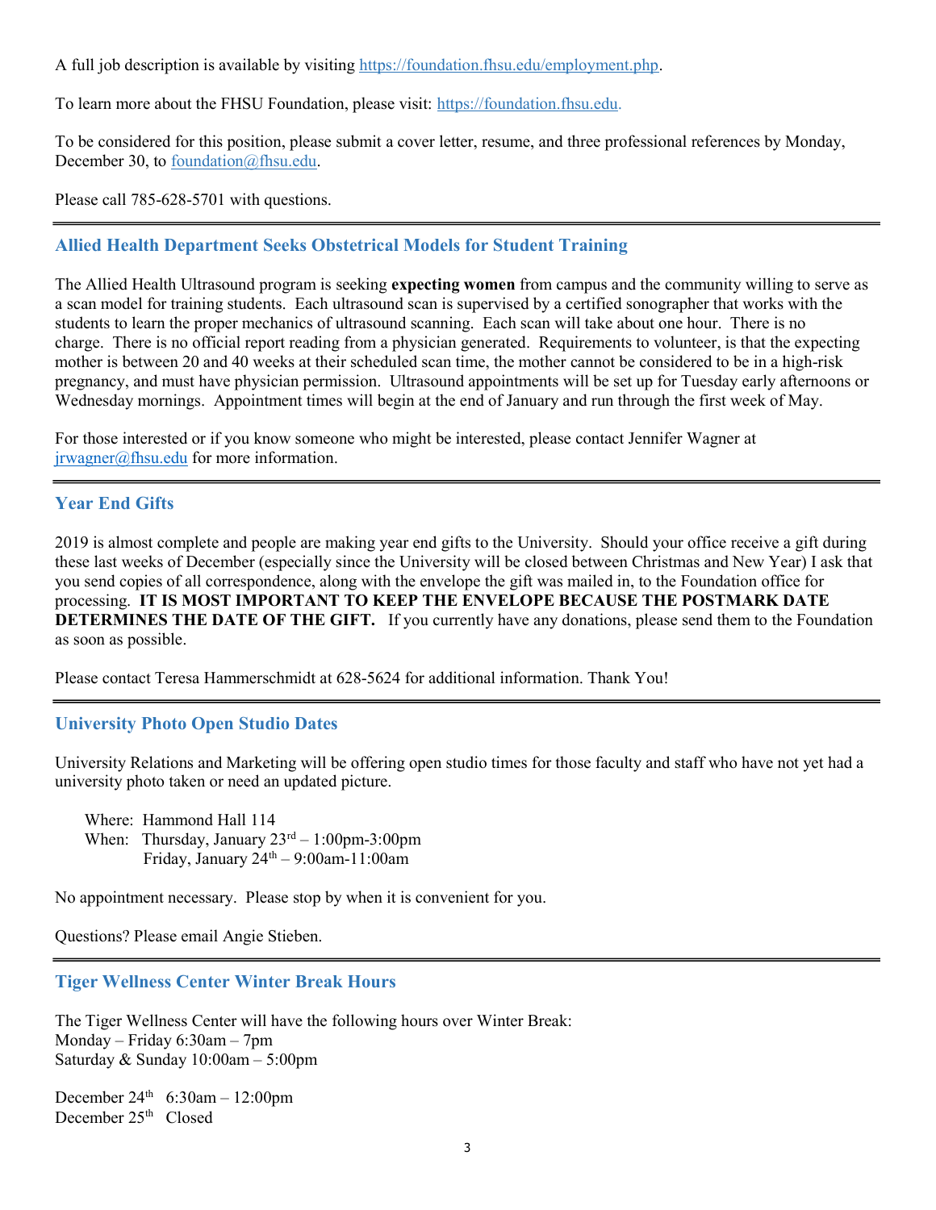A full job description is available by visiting https://foundation.fhsu.edu/employment.php.

To learn more about the FHSU Foundation, please visit: https://foundation.fhsu.edu.

To be considered for this position, please submit a cover letter, resume, and three professional references by Monday, December 30, to foundation@fhsu.edu.

Please call 785-628-5701 with questions.

---

## Allied Health Department Seeks Obstetrical Models for Student Training

The Allied Health Ultrasound program is seeking **expecting women** from campus and the community willing to serve as a scan model for training students. Each ultrasound scan is supervised by a certified sonographer that works with the students to learn the proper mechanics of ultrasound scanning. Each scan will take about one hour. There is no charge. There is no official report reading from a physician generated. Requirements to volunteer, is that the expecting mother is between 20 and 40 weeks at their scheduled scan time, the mother cannot be considered to be in a high-risk pregnancy, and must have physician permission. Ultrasound appointments will be set up for Tuesday early afternoons or Wednesday mornings. Appointment times will begin at the end of January and run through the first week of May.

For those interested or if you know someone who might be interested, please contact Jennifer Wagner at jrwagner@fhsu.edu for more information.

---

## Year End Gifts

2019 is almost complete and people are making year end gifts to the University. Should your office receive a gift during these last weeks of December (especially since the University will be closed between Christmas and New Year) I ask that you send copies of all correspondence, along with the envelope the gift was mailed in, to the Foundation office for processing. **IT IS MOST IMPORTANT TO KEEP THE ENVELOPE BECAUSE THE POSTMARK DATE DETERMINES THE DATE OF THE GIFT.** If you currently have any donations, please send them to the Foundation as soon as possible.

Please contact Teresa Hammerschmidt at 628-5624 for additional information. Thank You!

---

## University Photo Open Studio Dates

University Relations and Marketing will be offering open studio times for those faculty and staff who have not yet had a university photo taken or need an updated picture.

Where: Hammond Hall 114
When: Thursday, January 23rd – 1:00pm-3:00pm
Friday, January 24th – 9:00am-11:00am

No appointment necessary. Please stop by when it is convenient for you.

Questions? Please email Angie Stieben.

---

## Tiger Wellness Center Winter Break Hours

The Tiger Wellness Center will have the following hours over Winter Break:
Monday – Friday 6:30am – 7pm
Saturday & Sunday 10:00am – 5:00pm

December 24th 6:30am – 12:00pm
December 25th Closed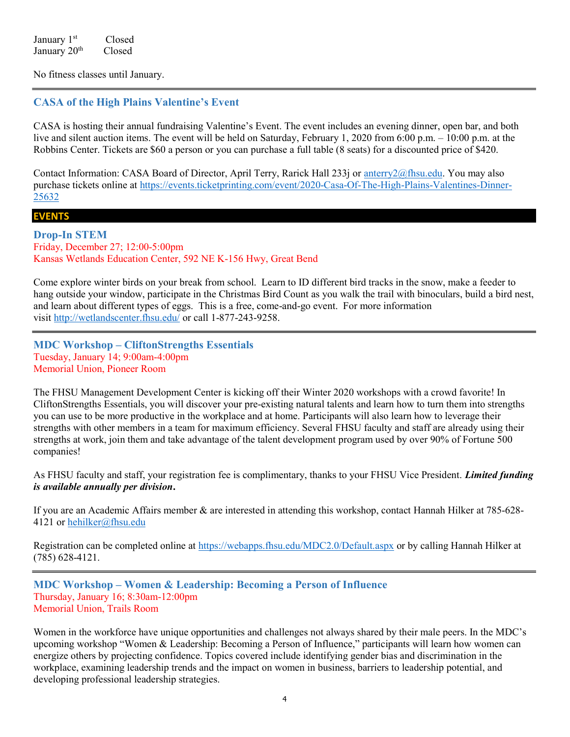January 1st Closed
January 20th Closed

No fitness classes until January.

---

### CASA of the High Plains Valentine's Event

CASA is hosting their annual fundraising Valentine's Event. The event includes an evening dinner, open bar, and both live and silent auction items. The event will be held on Saturday, February 1, 2020 from 6:00 p.m. – 10:00 p.m. at the Robbins Center. Tickets are $60 a person or you can purchase a full table (8 seats) for a discounted price of $420.

Contact Information: CASA Board of Director, April Terry, Rarick Hall 233j or anterry2@fhsu.edu. You may also purchase tickets online at https://events.ticketprinting.com/event/2020-Casa-Of-The-High-Plains-Valentines-Dinner-25632

## EVENTS

### Drop-In STEM

Friday, December 27; 12:00-5:00pm
Kansas Wetlands Education Center, 592 NE K-156 Hwy, Great Bend

Come explore winter birds on your break from school. Learn to ID different bird tracks in the snow, make a feeder to hang outside your window, participate in the Christmas Bird Count as you walk the trail with binoculars, build a bird nest, and learn about different types of eggs. This is a free, come-and-go event. For more information visit http://wetlandscenter.fhsu.edu/ or call 1-877-243-9258.

---

### MDC Workshop – CliftonStrengths Essentials

Tuesday, January 14; 9:00am-4:00pm
Memorial Union, Pioneer Room

The FHSU Management Development Center is kicking off their Winter 2020 workshops with a crowd favorite! In CliftonStrengths Essentials, you will discover your pre-existing natural talents and learn how to turn them into strengths you can use to be more productive in the workplace and at home. Participants will also learn how to leverage their strengths with other members in a team for maximum efficiency. Several FHSU faculty and staff are already using their strengths at work, join them and take advantage of the talent development program used by over 90% of Fortune 500 companies!

As FHSU faculty and staff, your registration fee is complimentary, thanks to your FHSU Vice President. ***Limited funding is available annually per division*.**

If you are an Academic Affairs member & are interested in attending this workshop, contact Hannah Hilker at 785-628-4121 or hehilker@fhsu.edu

Registration can be completed online at https://webapps.fhsu.edu/MDC2.0/Default.aspx or by calling Hannah Hilker at (785) 628-4121.

---

### MDC Workshop – Women & Leadership: Becoming a Person of Influence

Thursday, January 16; 8:30am-12:00pm
Memorial Union, Trails Room

Women in the workforce have unique opportunities and challenges not always shared by their male peers. In the MDC's upcoming workshop "Women & Leadership: Becoming a Person of Influence," participants will learn how women can energize others by projecting confidence. Topics covered include identifying gender bias and discrimination in the workplace, examining leadership trends and the impact on women in business, barriers to leadership potential, and developing professional leadership strategies.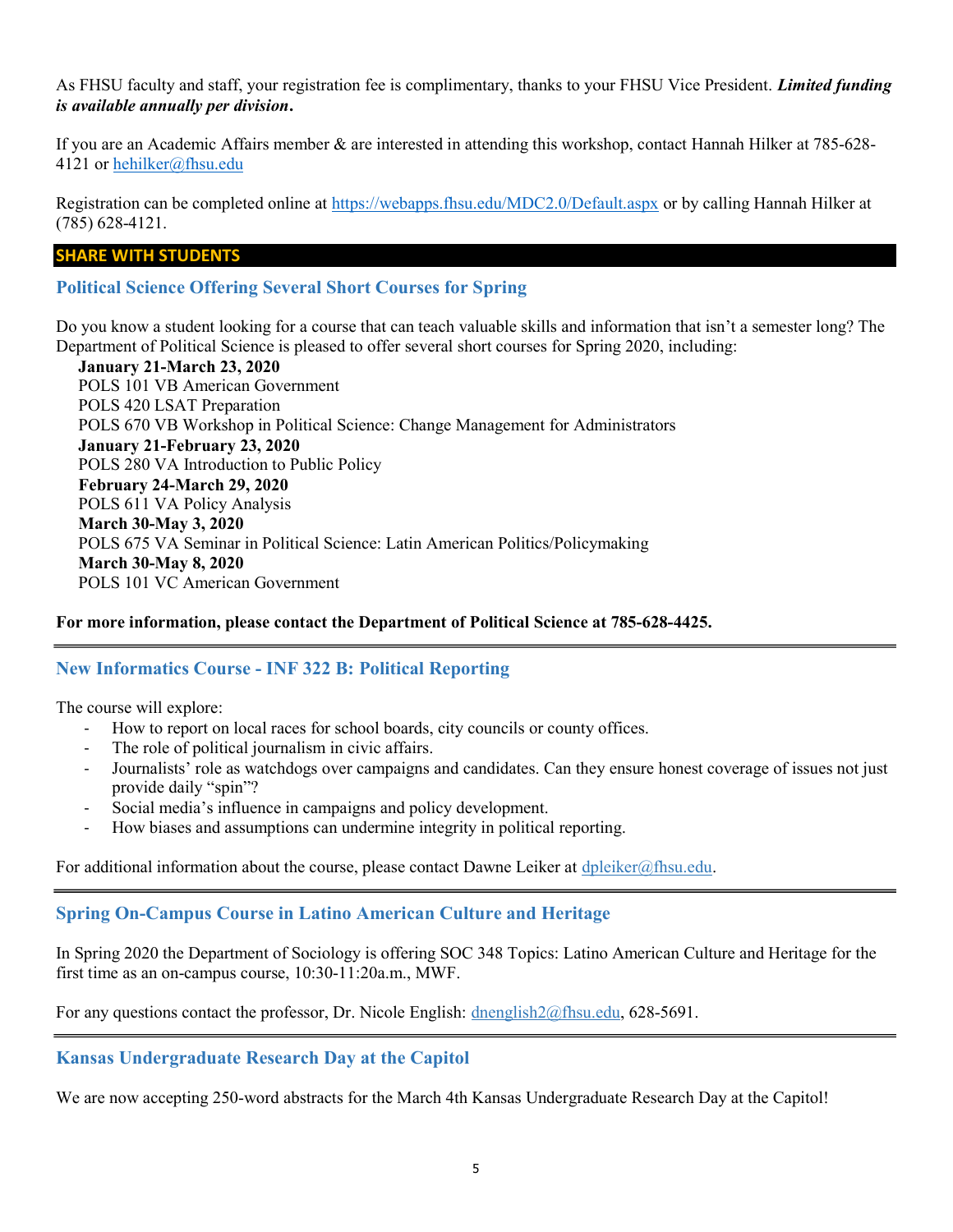As FHSU faculty and staff, your registration fee is complimentary, thanks to your FHSU Vice President. ***Limited funding is available annually per division*.**

If you are an Academic Affairs member & are interested in attending this workshop, contact Hannah Hilker at 785-628-4121 or hehilker@fhsu.edu

Registration can be completed online at https://webapps.fhsu.edu/MDC2.0/Default.aspx or by calling Hannah Hilker at (785) 628-4121.

## SHARE WITH STUDENTS

### Political Science Offering Several Short Courses for Spring

Do you know a student looking for a course that can teach valuable skills and information that isn't a semester long? The Department of Political Science is pleased to offer several short courses for Spring 2020, including:

**January 21-March 23, 2020**
POLS 101 VB American Government
POLS 420 LSAT Preparation
POLS 670 VB Workshop in Political Science: Change Management for Administrators

**January 21-February 23, 2020**
POLS 280 VA Introduction to Public Policy

**February 24-March 29, 2020**
POLS 611 VA Policy Analysis

**March 30-May 3, 2020**
POLS 675 VA Seminar in Political Science: Latin American Politics/Policymaking

**March 30-May 8, 2020**
POLS 101 VC American Government

**For more information, please contact the Department of Political Science at 785-628-4425.**

### New Informatics Course - INF 322 B: Political Reporting

The course will explore:

- How to report on local races for school boards, city councils or county offices.
- The role of political journalism in civic affairs.
- Journalists' role as watchdogs over campaigns and candidates. Can they ensure honest coverage of issues not just provide daily "spin"?
- Social media's influence in campaigns and policy development.
- How biases and assumptions can undermine integrity in political reporting.

For additional information about the course, please contact Dawne Leiker at dpleiker@fhsu.edu.

### Spring On-Campus Course in Latino American Culture and Heritage

In Spring 2020 the Department of Sociology is offering SOC 348 Topics: Latino American Culture and Heritage for the first time as an on-campus course, 10:30-11:20a.m., MWF.

For any questions contact the professor, Dr. Nicole English: dnenglish2@fhsu.edu, 628-5691.

### Kansas Undergraduate Research Day at the Capitol

We are now accepting 250-word abstracts for the March 4th Kansas Undergraduate Research Day at the Capitol!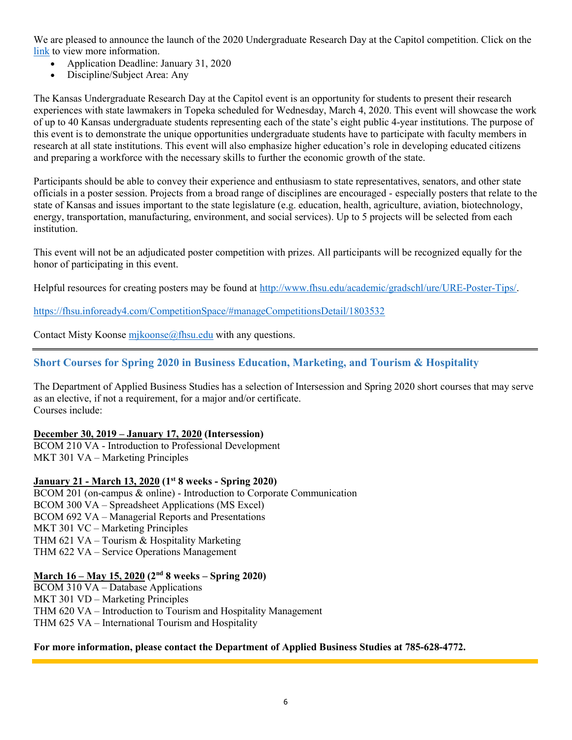We are pleased to announce the launch of the 2020 Undergraduate Research Day at the Capitol competition. Click on the [link](#) to view more information.

- Application Deadline: January 31, 2020
- Discipline/Subject Area: Any

The Kansas Undergraduate Research Day at the Capitol event is an opportunity for students to present their research experiences with state lawmakers in Topeka scheduled for Wednesday, March 4, 2020. This event will showcase the work of up to 40 Kansas undergraduate students representing each of the state's eight public 4-year institutions. The purpose of this event is to demonstrate the unique opportunities undergraduate students have to participate with faculty members in research at all state institutions. This event will also emphasize higher education's role in developing educated citizens and preparing a workforce with the necessary skills to further the economic growth of the state.

Participants should be able to convey their experience and enthusiasm to state representatives, senators, and other state officials in a poster session. Projects from a broad range of disciplines are encouraged - especially posters that relate to the state of Kansas and issues important to the state legislature (e.g. education, health, agriculture, aviation, biotechnology, energy, transportation, manufacturing, environment, and social services). Up to 5 projects will be selected from each institution.

This event will not be an adjudicated poster competition with prizes. All participants will be recognized equally for the honor of participating in this event.

Helpful resources for creating posters may be found at http://www.fhsu.edu/academic/gradschl/ure/URE-Poster-Tips/.

https://fhsu.infoready4.com/CompetitionSpace/#manageCompetitionsDetail/1803532

Contact Misty Koonse mjkoonse@fhsu.edu with any questions.

---

## Short Courses for Spring 2020 in Business Education, Marketing, and Tourism & Hospitality

The Department of Applied Business Studies has a selection of Intersession and Spring 2020 short courses that may serve as an elective, if not a requirement, for a major and/or certificate.
Courses include:

**December 30, 2019 – January 17, 2020 (Intersession)**
BCOM 210 VA - Introduction to Professional Development
MKT 301 VA – Marketing Principles

**January 21 - March 13, 2020 (1st 8 weeks - Spring 2020)**
BCOM 201 (on-campus & online) - Introduction to Corporate Communication
BCOM 300 VA – Spreadsheet Applications (MS Excel)
BCOM 692 VA – Managerial Reports and Presentations
MKT 301 VC – Marketing Principles
THM 621 VA – Tourism & Hospitality Marketing
THM 622 VA – Service Operations Management

**March 16 – May 15, 2020 (2nd 8 weeks – Spring 2020)**
BCOM 310 VA – Database Applications
MKT 301 VD – Marketing Principles
THM 620 VA – Introduction to Tourism and Hospitality Management
THM 625 VA – International Tourism and Hospitality

**For more information, please contact the Department of Applied Business Studies at 785-628-4772.**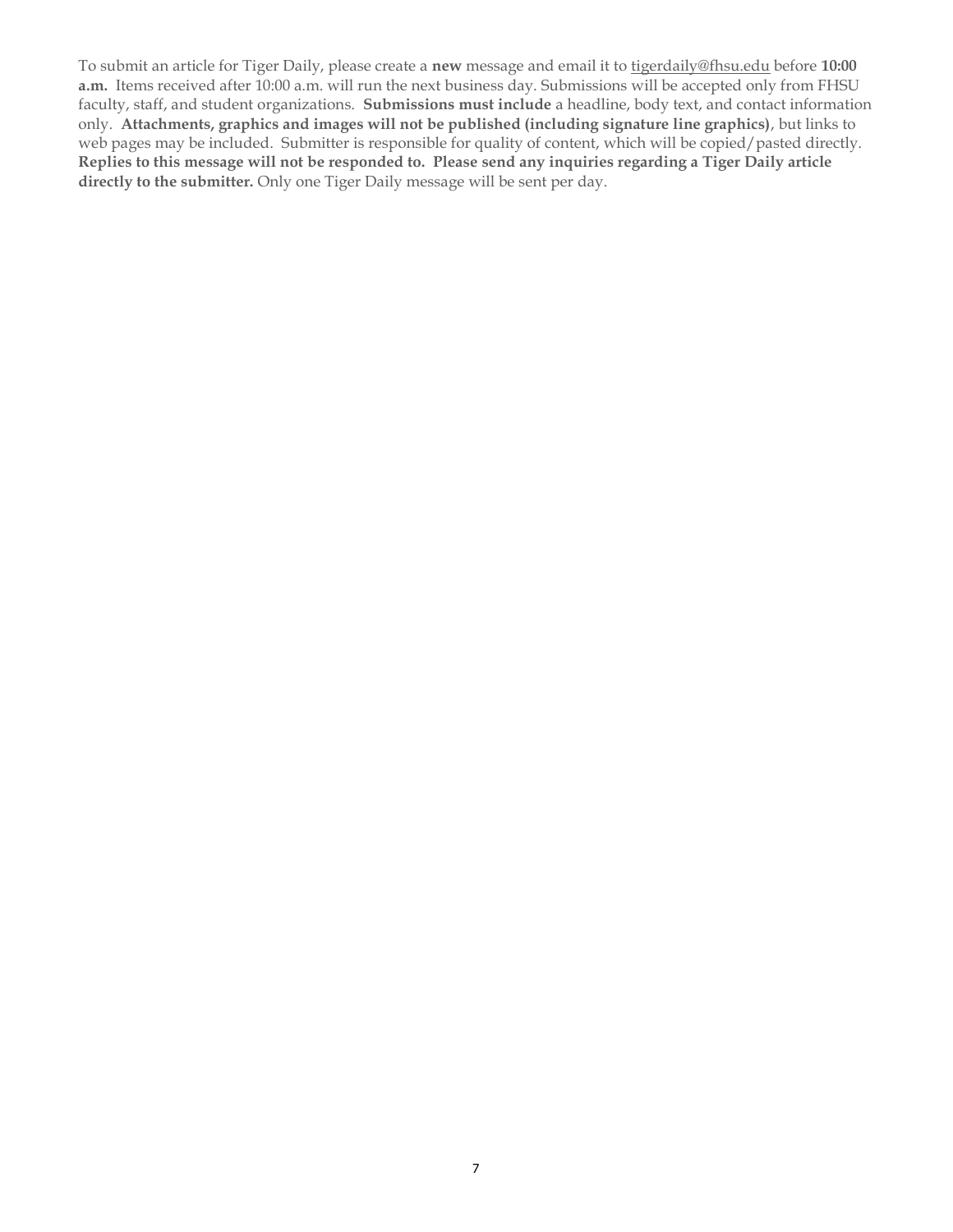To submit an article for Tiger Daily, please create a **new** message and email it to tigerdaily@fhsu.edu before **10:00 a.m.** Items received after 10:00 a.m. will run the next business day. Submissions will be accepted only from FHSU faculty, staff, and student organizations. **Submissions must include** a headline, body text, and contact information only. **Attachments, graphics and images will not be published (including signature line graphics)**, but links to web pages may be included. Submitter is responsible for quality of content, which will be copied/pasted directly. **Replies to this message will not be responded to. Please send any inquiries regarding a Tiger Daily article directly to the submitter.** Only one Tiger Daily message will be sent per day.